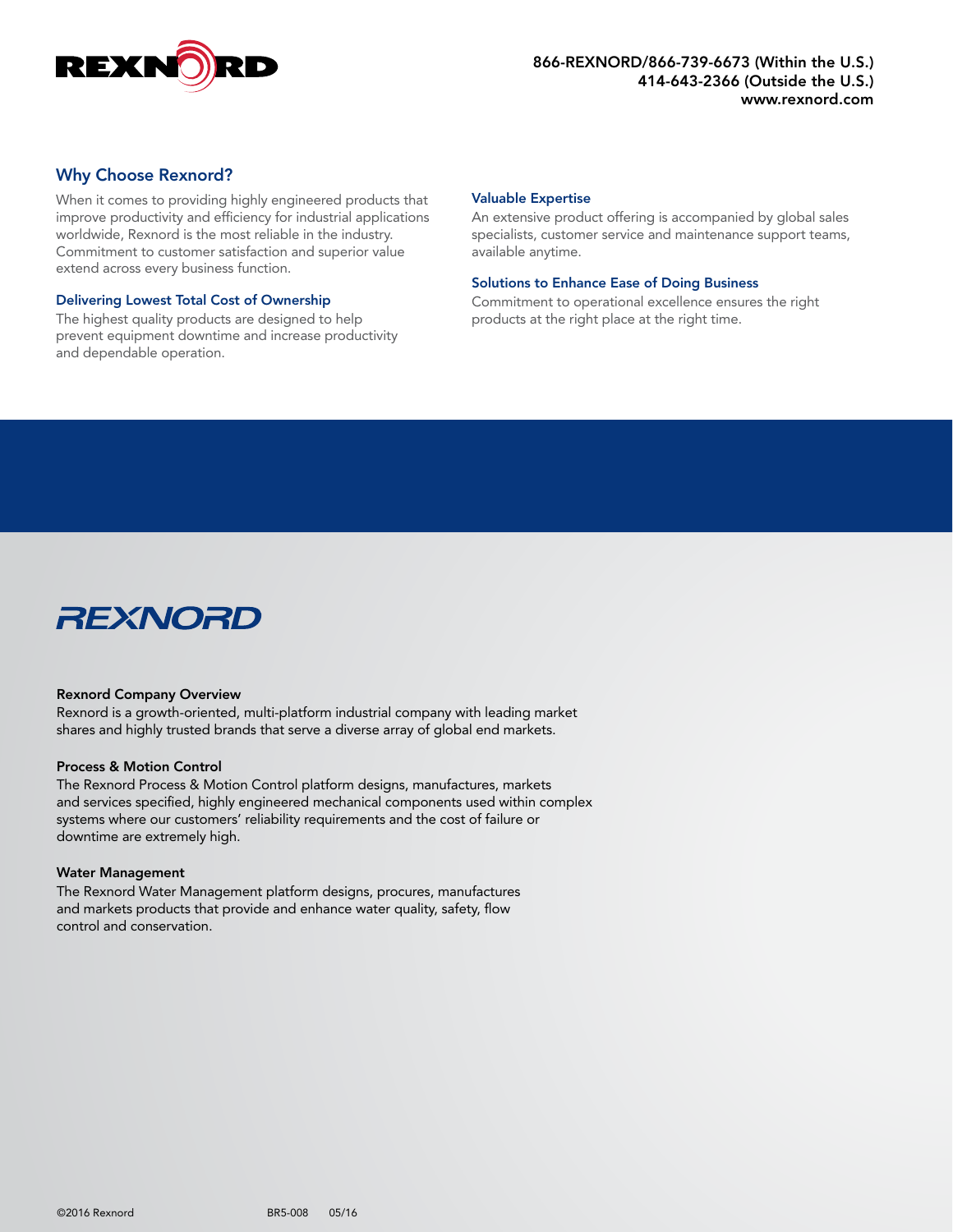REXNORD

866-REXNORD/866-739-6673 (Within the U.S.)
414-643-2366 (Outside the U.S.)
www.rexnord.com

## Why Choose Rexnord?

When it comes to providing highly engineered products that improve productivity and efficiency for industrial applications worldwide, Rexnord is the most reliable in the industry. Commitment to customer satisfaction and superior value extend across every business function.

### Delivering Lowest Total Cost of Ownership

The highest quality products are designed to help prevent equipment downtime and increase productivity and dependable operation.

### Valuable Expertise

An extensive product offering is accompanied by global sales specialists, customer service and maintenance support teams, available anytime.

### Solutions to Enhance Ease of Doing Business

Commitment to operational excellence ensures the right products at the right place at the right time.

# REXNORD

**Rexnord Company Overview**

Rexnord is a growth-oriented, multi-platform industrial company with leading market shares and highly trusted brands that serve a diverse array of global end markets.

**Process & Motion Control**

The Rexnord Process & Motion Control platform designs, manufactures, markets and services specified, highly engineered mechanical components used within complex systems where our customers' reliability requirements and the cost of failure or downtime are extremely high.

**Water Management**

The Rexnord Water Management platform designs, procures, manufactures and markets products that provide and enhance water quality, safety, flow control and conservation.

©2016 Rexnord BR5-008 05/16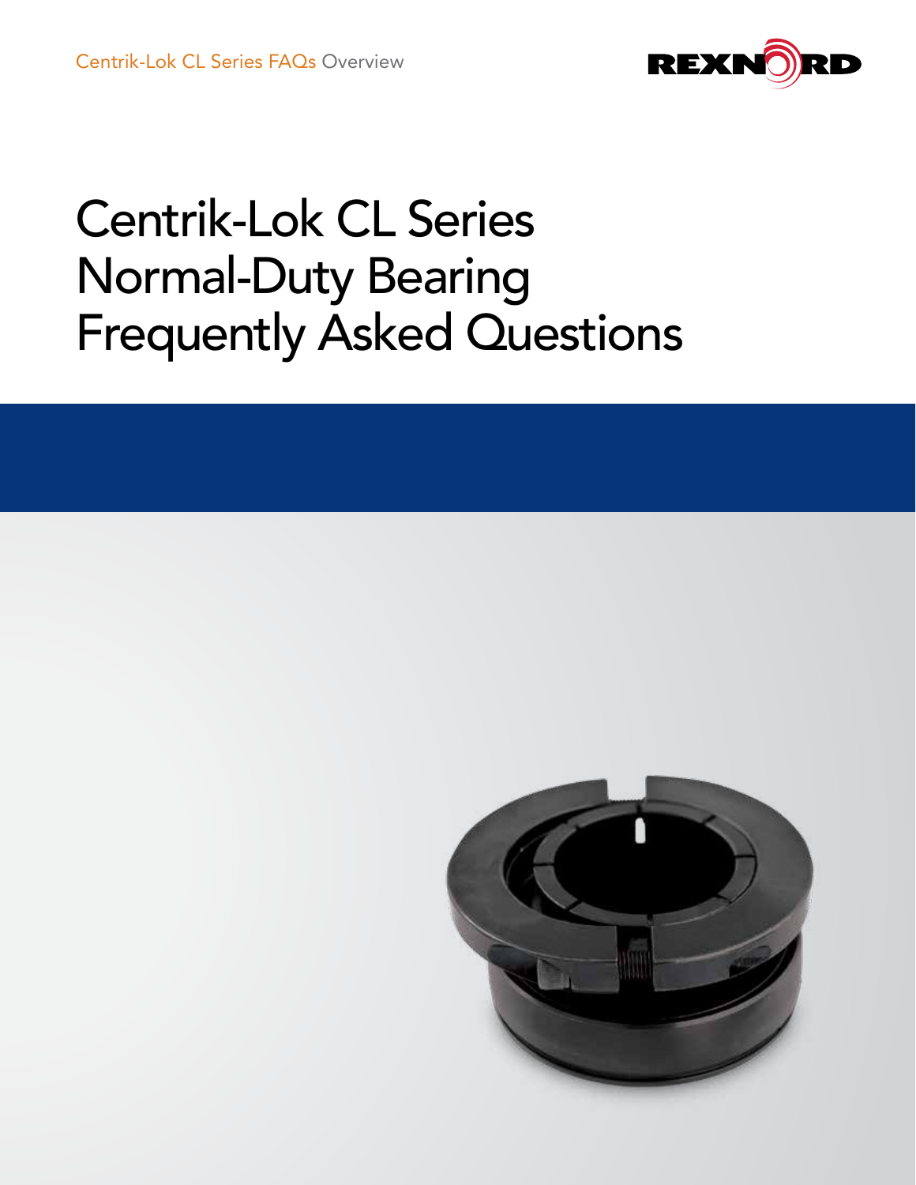# Centrik-Lok CL Series Normal-Duty Bearing Frequently Asked Questions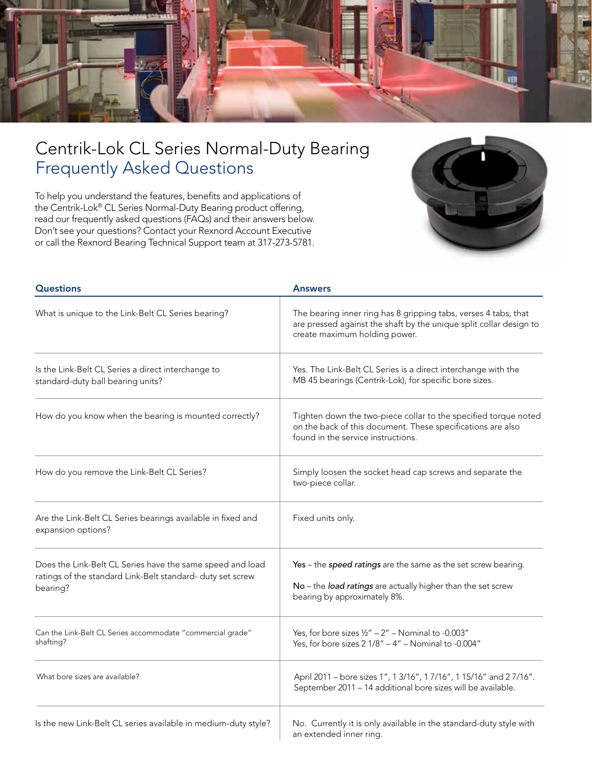# Centrik-Lok CL Series Normal-Duty Bearing
## Frequently Asked Questions

To help you understand the features, benefits and applications of the Centrik-Lok® CL Series Normal-Duty Bearing product offering, read our frequently asked questions (FAQs) and their answers below. Don't see your questions? Contact your Rexnord Account Executive or call the Rexnord Bearing Technical Support team at 317-273-5781.

| Questions | Answers |
|---|---|
| What is unique to the Link-Belt CL Series bearing? | The bearing inner ring has 8 gripping tabs, verses 4 tabs, that are pressed against the shaft by the unique split collar design to create maximum holding power. |
| Is the Link-Belt CL Series a direct interchange to standard-duty ball bearing units? | Yes. The Link-Belt CL Series is a direct interchange with the MB 45 bearings (Centrik-Lok), for specific bore sizes. |
| How do you know when the bearing is mounted correctly? | Tighten down the two-piece collar to the specified torque noted on the back of this document. These specifications are also found in the service instructions. |
| How do you remove the Link-Belt CL Series? | Simply loosen the socket head cap screws and separate the two-piece collar. |
| Are the Link-Belt CL Series bearings available in fixed and expansion options? | Fixed units only. |
| Does the Link-Belt CL Series have the same speed and load ratings of the standard Link-Belt standard- duty set screw bearing? | **Yes** – the *speed ratings* are the same as the set screw bearing.<br><br>**No** – the *load ratings* are actually higher than the set screw bearing by approximately 8%. |
| Can the Link-Belt CL Series accommodate "commercial grade" shafting? | Yes, for bore sizes ½" – 2" – Nominal to -0.003"<br>Yes, for bore sizes 2 1/8" – 4" – Nominal to -0.004" |
| What bore sizes are available? | April 2011 – bore sizes 1", 1 3/16", 1 7/16", 1 15/16" and 2 7/16".<br>September 2011 – 14 additional bore sizes will be available. |
| Is the new Link-Belt CL series available in medium-duty style? | No. Currently it is only available in the standard-duty style with an extended inner ring. |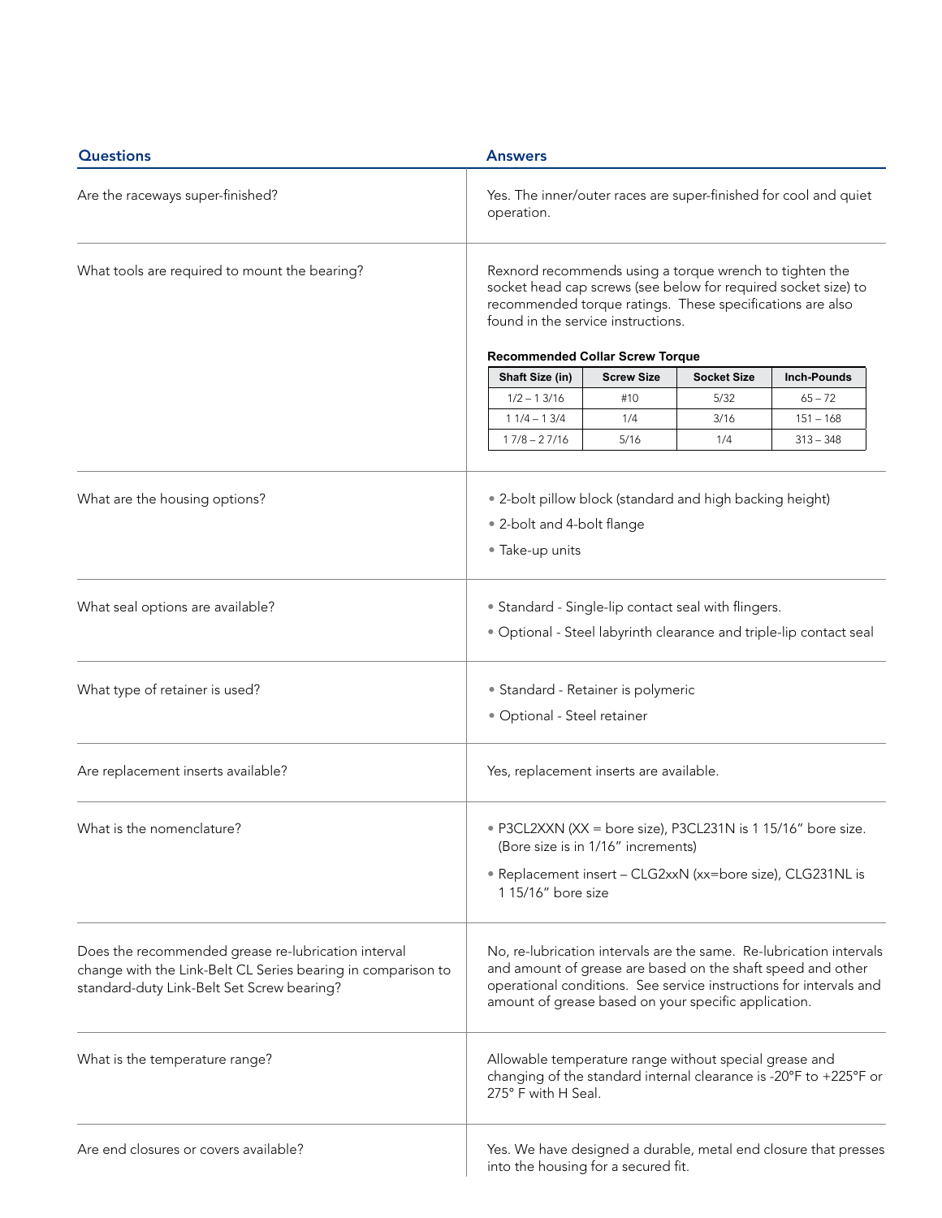| Questions | Answers |
|---|---|
| Are the raceways super-finished? | Yes. The inner/outer races are super-finished for cool and quiet operation. |
| What tools are required to mount the bearing? | Rexnord recommends using a torque wrench to tighten the socket head cap screws (see below for required socket size) to recommended torque ratings. These specifications are also found in the service instructions. |
| What are the housing options? | • 2-bolt pillow block (standard and high backing height)<br>• 2-bolt and 4-bolt flange<br>• Take-up units |
| What seal options are available? | • Standard - Single-lip contact seal with flingers.<br>• Optional - Steel labyrinth clearance and triple-lip contact seal |
| What type of retainer is used? | • Standard - Retainer is polymeric<br>• Optional - Steel retainer |
| Are replacement inserts available? | Yes, replacement inserts are available. |
| What is the nomenclature? | • P3CL2XXN (XX = bore size), P3CL231N is 1 15/16" bore size. (Bore size is in 1/16" increments)<br>• Replacement insert – CLG2xxN (xx=bore size), CLG231NL is 1 15/16" bore size |
| Does the recommended grease re-lubrication interval change with the Link-Belt CL Series bearing in comparison to standard-duty Link-Belt Set Screw bearing? | No, re-lubrication intervals are the same. Re-lubrication intervals and amount of grease are based on the shaft speed and other operational conditions. See service instructions for intervals and amount of grease based on your specific application. |
| What is the temperature range? | Allowable temperature range without special grease and changing of the standard internal clearance is -20°F to +225°F or 275° F with H Seal. |
| Are end closures or covers available? | Yes. We have designed a durable, metal end closure that presses into the housing for a secured fit. |

**Recommended Collar Screw Torque**

| Shaft Size (in) | Screw Size | Socket Size | Inch-Pounds |
|---|---|---|---|
| 1/2 – 1 3/16 | #10 | 5/32 | 65 – 72 |
| 1 1/4 – 1 3/4 | 1/4 | 3/16 | 151 – 168 |
| 1 7/8 – 2 7/16 | 5/16 | 1/4 | 313 – 348 |